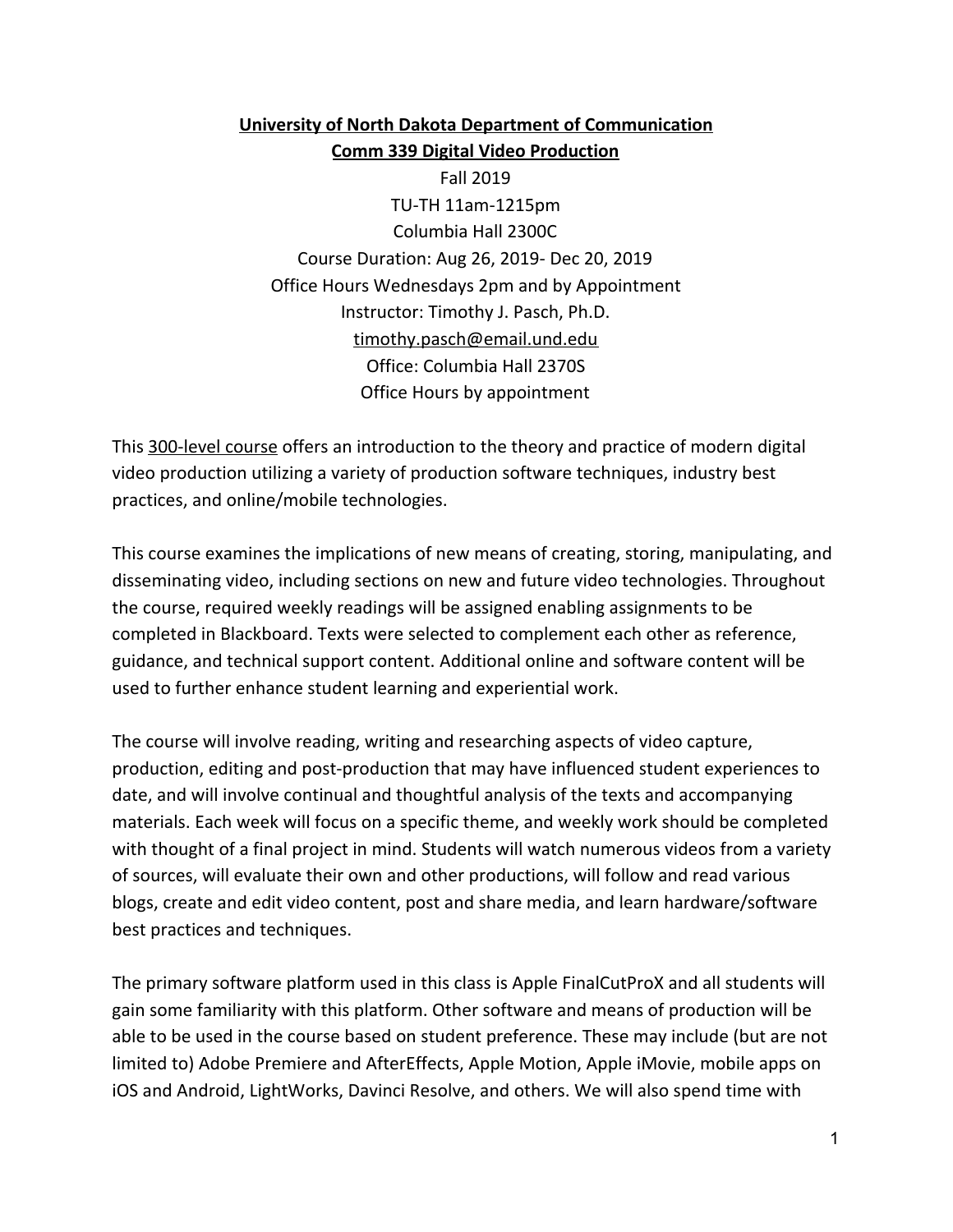**University of North Dakota Department of Communication**

**Comm 339 Digital Video Production**

Fall 2019

TU-TH 11am-1215pm

Columbia Hall 2300C

Course Duration: Aug 26, 2019- Dec 20, 2019

Office Hours Wednesdays 2pm and by Appointment

Instructor: Timothy J. Pasch, Ph.D.

timothy.pasch@email.und.edu

Office: Columbia Hall 2370S

Office Hours by appointment

This 300-level course offers an introduction to the theory and practice of modern digital video production utilizing a variety of production software techniques, industry best practices, and online/mobile technologies.

This course examines the implications of new means of creating, storing, manipulating, and disseminating video, including sections on new and future video technologies. Throughout the course, required weekly readings will be assigned enabling assignments to be completed in Blackboard. Texts were selected to complement each other as reference, guidance, and technical support content. Additional online and software content will be used to further enhance student learning and experiential work.

The course will involve reading, writing and researching aspects of video capture, production, editing and post-production that may have influenced student experiences to date, and will involve continual and thoughtful analysis of the texts and accompanying materials. Each week will focus on a specific theme, and weekly work should be completed with thought of a final project in mind. Students will watch numerous videos from a variety of sources, will evaluate their own and other productions, will follow and read various blogs, create and edit video content, post and share media, and learn hardware/software best practices and techniques.

The primary software platform used in this class is Apple FinalCutProX and all students will gain some familiarity with this platform. Other software and means of production will be able to be used in the course based on student preference. These may include (but are not limited to) Adobe Premiere and AfterEffects, Apple Motion, Apple iMovie, mobile apps on iOS and Android, LightWorks, Davinci Resolve, and others. We will also spend time with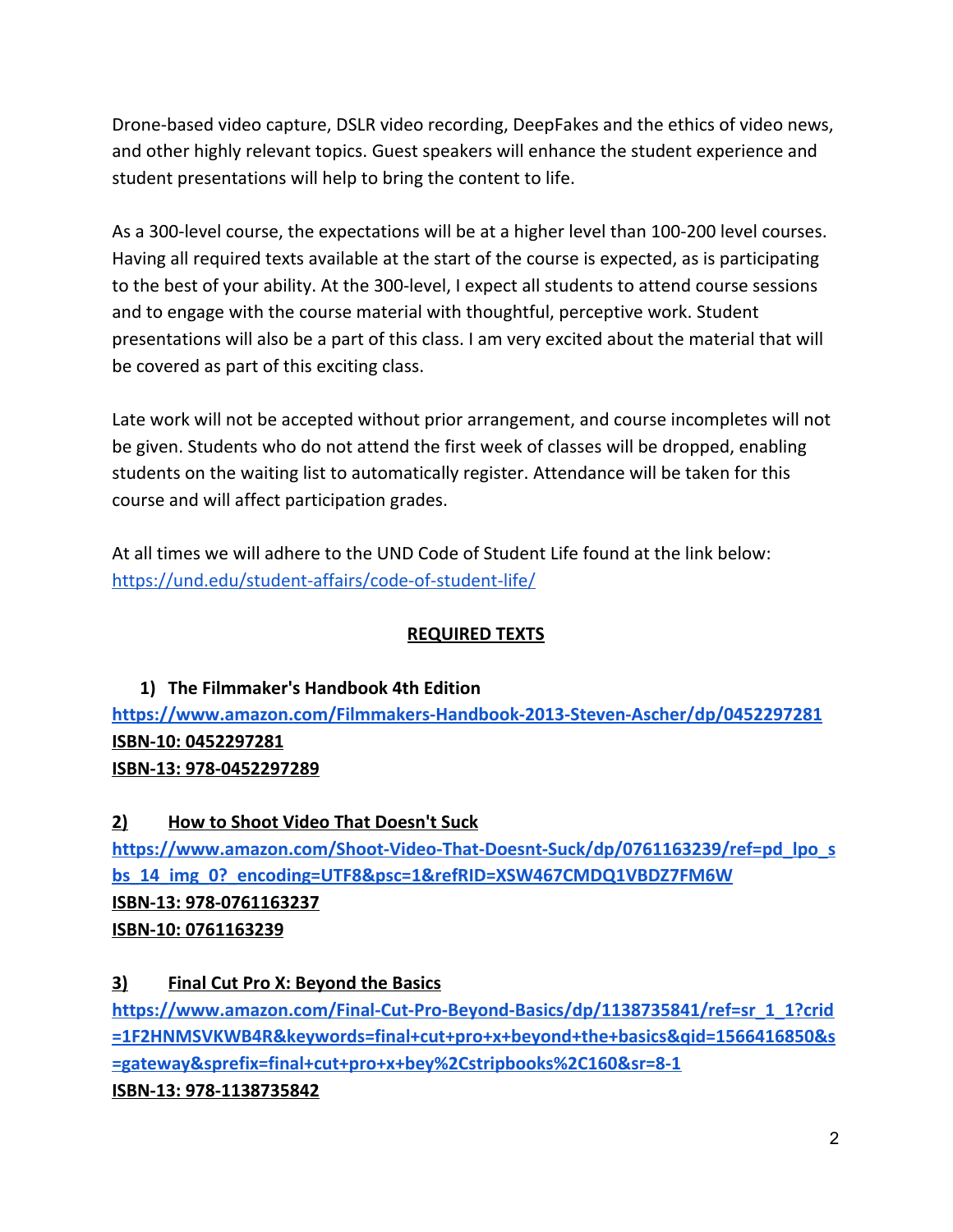Drone-based video capture, DSLR video recording, DeepFakes and the ethics of video news, and other highly relevant topics. Guest speakers will enhance the student experience and student presentations will help to bring the content to life.

As a 300-level course, the expectations will be at a higher level than 100-200 level courses. Having all required texts available at the start of the course is expected, as is participating to the best of your ability. At the 300-level, I expect all students to attend course sessions and to engage with the course material with thoughtful, perceptive work. Student presentations will also be a part of this class. I am very excited about the material that will be covered as part of this exciting class.

Late work will not be accepted without prior arrangement, and course incompletes will not be given. Students who do not attend the first week of classes will be dropped, enabling students on the waiting list to automatically register. Attendance will be taken for this course and will affect participation grades.

At all times we will adhere to the UND Code of Student Life found at the link below:
https://und.edu/student-affairs/code-of-student-life/

## REQUIRED TEXTS

1) **The Filmmaker's Handbook 4th Edition**
**https://www.amazon.com/Filmmakers-Handbook-2013-Steven-Ascher/dp/0452297281**
**ISBN-10: 0452297281**
**ISBN-13: 978-0452297289**

2) **How to Shoot Video That Doesn't Suck**
**https://www.amazon.com/Shoot-Video-That-Doesnt-Suck/dp/0761163239/ref=pd_lpo_sbs_14_img_0?_encoding=UTF8&psc=1&refRID=XSW467CMDQ1VBDZ7FM6W**
**ISBN-13: 978-0761163237**
**ISBN-10: 0761163239**

3) **Final Cut Pro X: Beyond the Basics**
**https://www.amazon.com/Final-Cut-Pro-Beyond-Basics/dp/1138735841/ref=sr_1_1?crid=1F2HNMSVKWB4R&keywords=final+cut+pro+x+beyond+the+basics&qid=1566416850&s=gateway&sprefix=final+cut+pro+x+bey%2Cstripbooks%2C160&sr=8-1**
**ISBN-13: 978-1138735842**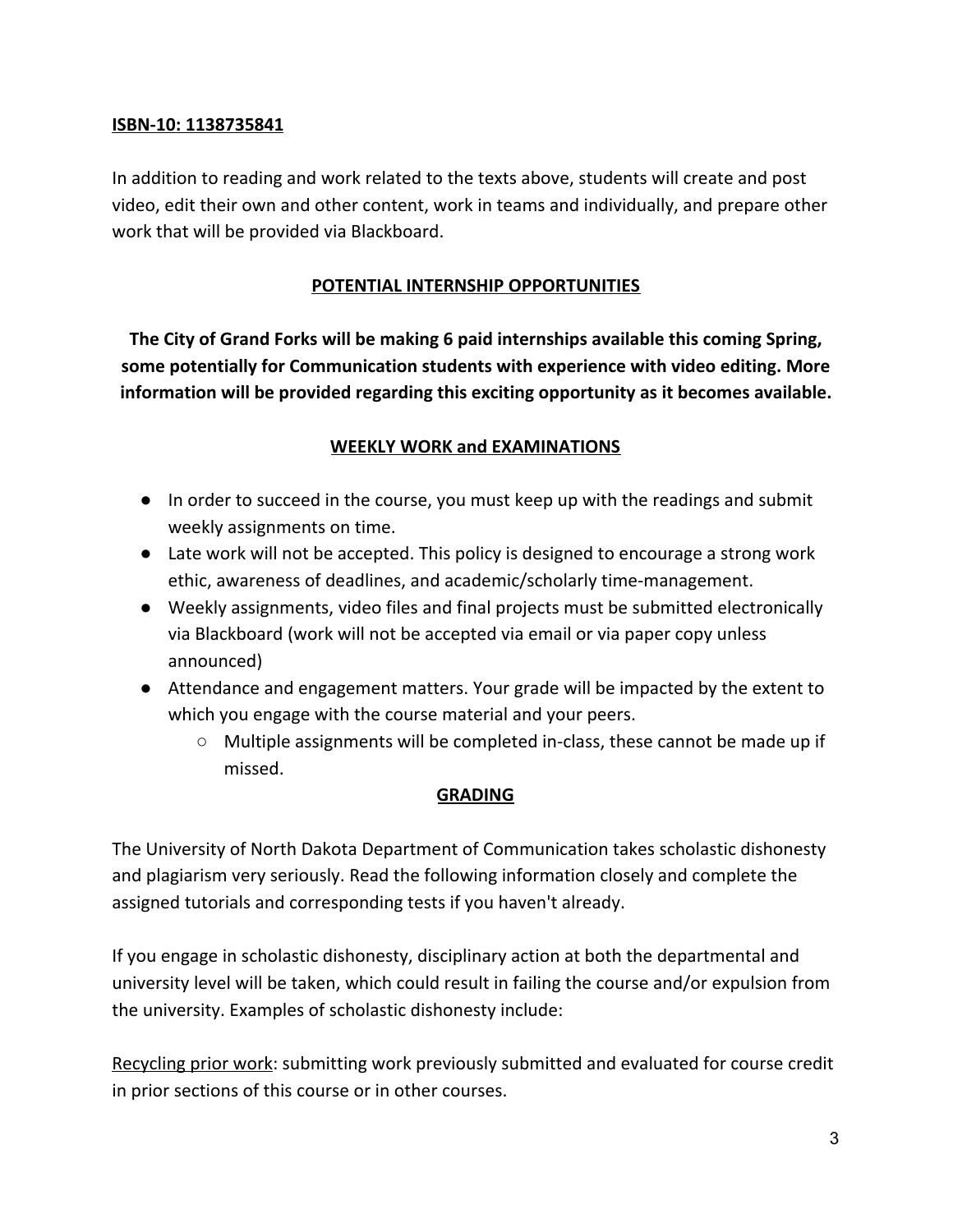**ISBN-10: 1138735841**

In addition to reading and work related to the texts above, students will create and post video, edit their own and other content, work in teams and individually, and prepare other work that will be provided via Blackboard.

## POTENTIAL INTERNSHIP OPPORTUNITIES

**The City of Grand Forks will be making 6 paid internships available this coming Spring, some potentially for Communication students with experience with video editing. More information will be provided regarding this exciting opportunity as it becomes available.**

## WEEKLY WORK and EXAMINATIONS

- In order to succeed in the course, you must keep up with the readings and submit weekly assignments on time.
- Late work will not be accepted. This policy is designed to encourage a strong work ethic, awareness of deadlines, and academic/scholarly time-management.
- Weekly assignments, video files and final projects must be submitted electronically via Blackboard (work will not be accepted via email or via paper copy unless announced)
- Attendance and engagement matters. Your grade will be impacted by the extent to which you engage with the course material and your peers.
    - Multiple assignments will be completed in-class, these cannot be made up if missed.

## GRADING

The University of North Dakota Department of Communication takes scholastic dishonesty and plagiarism very seriously. Read the following information closely and complete the assigned tutorials and corresponding tests if you haven't already.

If you engage in scholastic dishonesty, disciplinary action at both the departmental and university level will be taken, which could result in failing the course and/or expulsion from the university. Examples of scholastic dishonesty include:

Recycling prior work: submitting work previously submitted and evaluated for course credit in prior sections of this course or in other courses.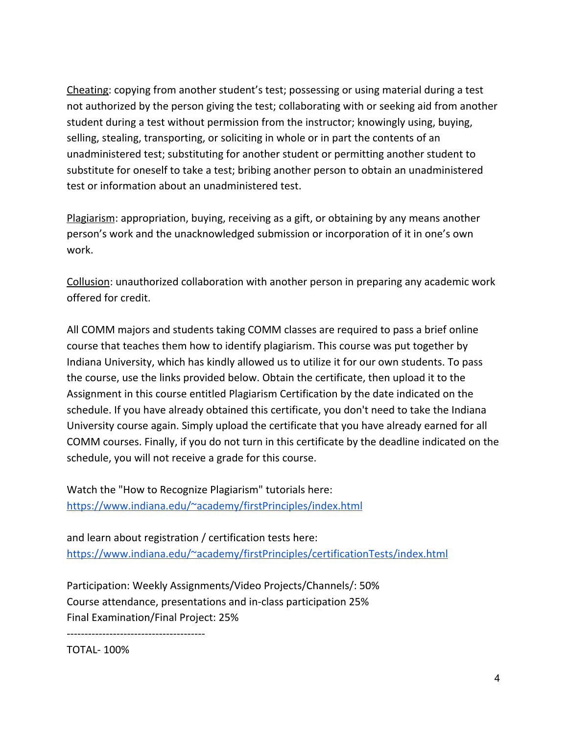<u>Cheating</u>: copying from another student's test; possessing or using material during a test not authorized by the person giving the test; collaborating with or seeking aid from another student during a test without permission from the instructor; knowingly using, buying, selling, stealing, transporting, or soliciting in whole or in part the contents of an unadministered test; substituting for another student or permitting another student to substitute for oneself to take a test; bribing another person to obtain an unadministered test or information about an unadministered test.

<u>Plagiarism</u>: appropriation, buying, receiving as a gift, or obtaining by any means another person's work and the unacknowledged submission or incorporation of it in one's own work.

<u>Collusion</u>: unauthorized collaboration with another person in preparing any academic work offered for credit.

All COMM majors and students taking COMM classes are required to pass a brief online course that teaches them how to identify plagiarism. This course was put together by Indiana University, which has kindly allowed us to utilize it for our own students. To pass the course, use the links provided below. Obtain the certificate, then upload it to the Assignment in this course entitled Plagiarism Certification by the date indicated on the schedule. If you have already obtained this certificate, you don't need to take the Indiana University course again. Simply upload the certificate that you have already earned for all COMM courses. Finally, if you do not turn in this certificate by the deadline indicated on the schedule, you will not receive a grade for this course.

Watch the "How to Recognize Plagiarism" tutorials here:
[https://www.indiana.edu/~academy/firstPrinciples/index.html](https://www.indiana.edu/~academy/firstPrinciples/index.html)

and learn about registration / certification tests here:
[https://www.indiana.edu/~academy/firstPrinciples/certificationTests/index.html](https://www.indiana.edu/~academy/firstPrinciples/certificationTests/index.html)

Participation: Weekly Assignments/Video Projects/Channels/: 50%
Course attendance, presentations and in-class participation 25%
Final Examination/Final Project: 25%

---------------------------------------
TOTAL- 100%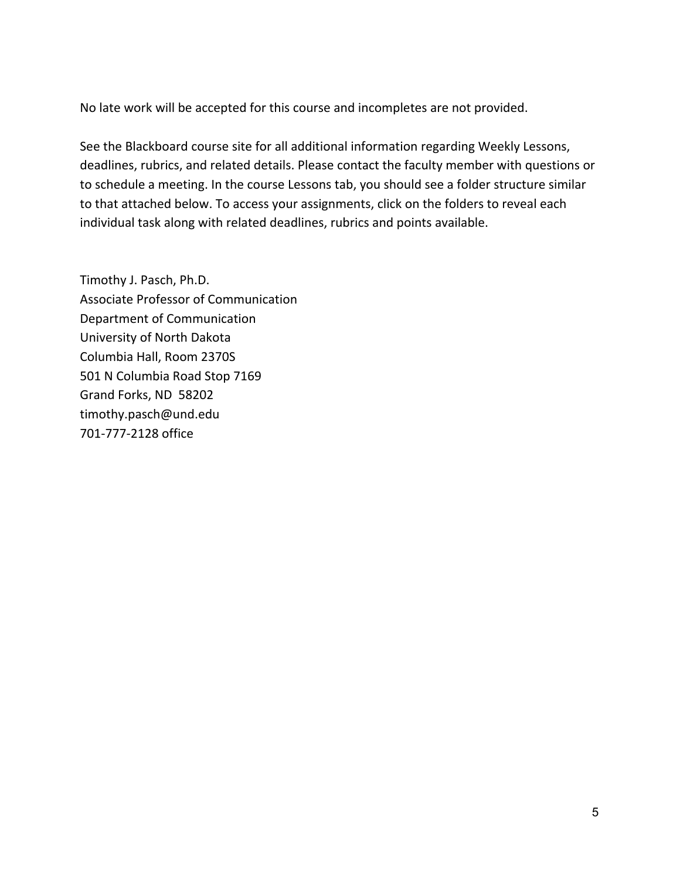No late work will be accepted for this course and incompletes are not provided.

See the Blackboard course site for all additional information regarding Weekly Lessons, deadlines, rubrics, and related details. Please contact the faculty member with questions or to schedule a meeting. In the course Lessons tab, you should see a folder structure similar to that attached below. To access your assignments, click on the folders to reveal each individual task along with related deadlines, rubrics and points available.

Timothy J. Pasch, Ph.D.  
Associate Professor of Communication  
Department of Communication  
University of North Dakota  
Columbia Hall, Room 2370S  
501 N Columbia Road Stop 7169  
Grand Forks, ND 58202  
timothy.pasch@und.edu  
701-777-2128 office